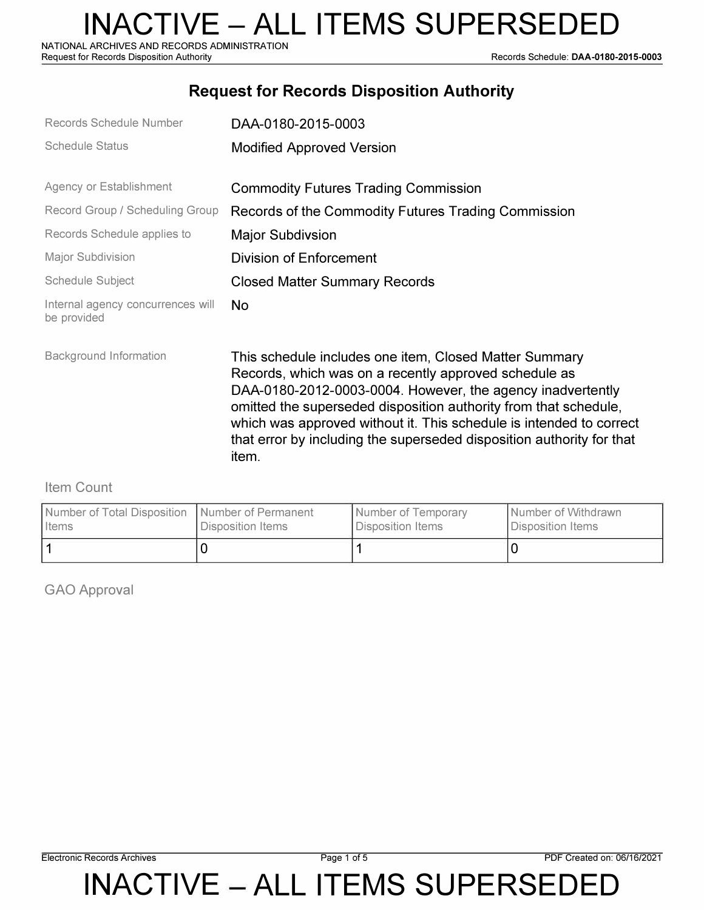# INACTIVE – ALL ITEMS SUPERSEDED

## Request for Records Disposition Authority

| | |
|---|---|
| Records Schedule Number | DAA-0180-2015-0003 |
| Schedule Status | Modified Approved Version |
| Agency or Establishment | Commodity Futures Trading Commission |
| Record Group / Scheduling Group | Records of the Commodity Futures Trading Commission |
| Records Schedule applies to | Major Subdivsion |
| Major Subdivision | Division of Enforcement |
| Schedule Subject | Closed Matter Summary Records |
| Internal agency concurrences will be provided | No |
| Background Information | This schedule includes one item, Closed Matter Summary Records, which was on a recently approved schedule as DAA-0180-2012-0003-0004. However, the agency inadvertently omitted the superseded disposition authority from that schedule, which was approved without it. This schedule is intended to correct that error by including the superseded disposition authority for that item. |

### Item Count

| Number of Total Disposition Items | Number of Permanent Disposition Items | Number of Temporary Disposition Items | Number of Withdrawn Disposition Items |
|---|---|---|---|
| 1 | 0 | 1 | 0 |

### GAO Approval

# INACTIVE – ALL ITEMS SUPERSEDED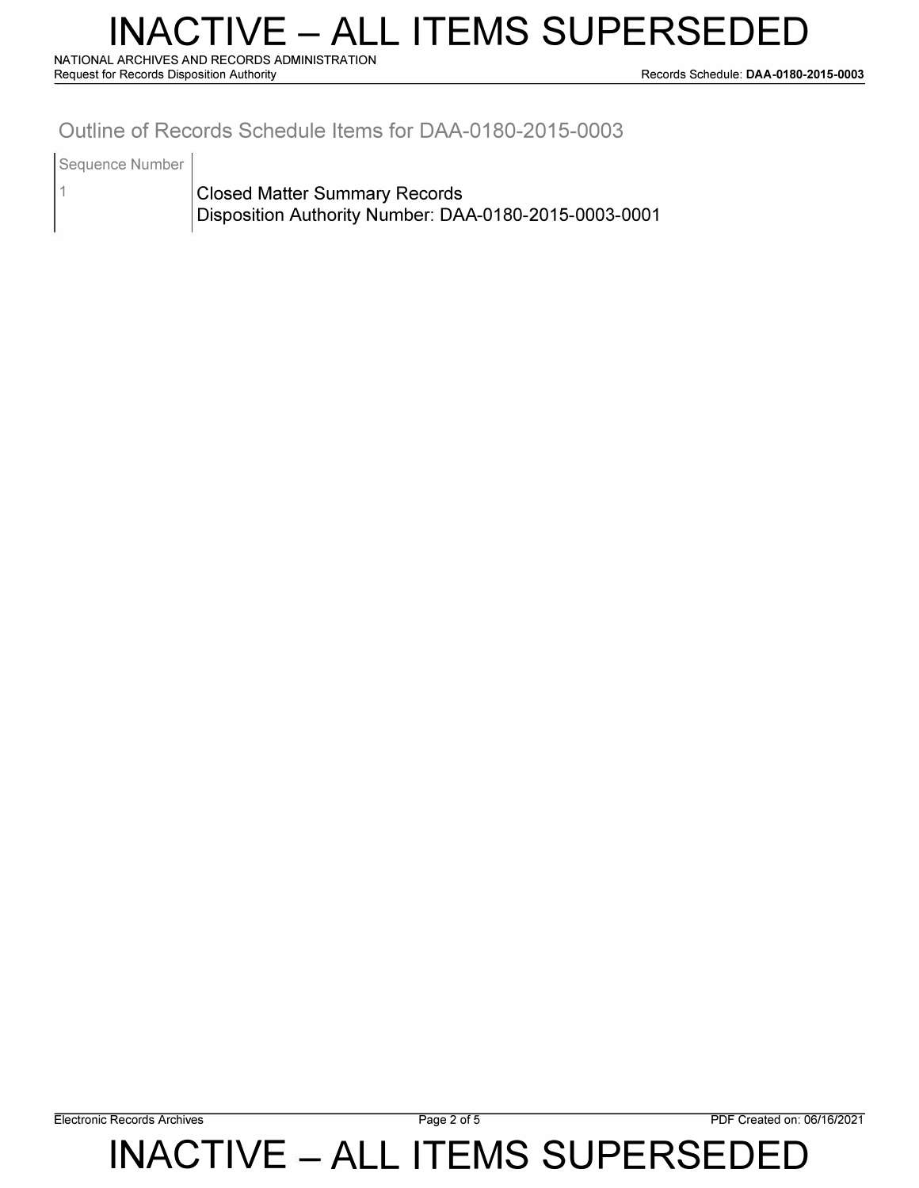## Outline of Records Schedule Items for DAA-0180-2015-0003

| Sequence Number | |
|---|---|
| 1 | Closed Matter Summary Records<br>Disposition Authority Number: DAA-0180-2015-0003-0001 |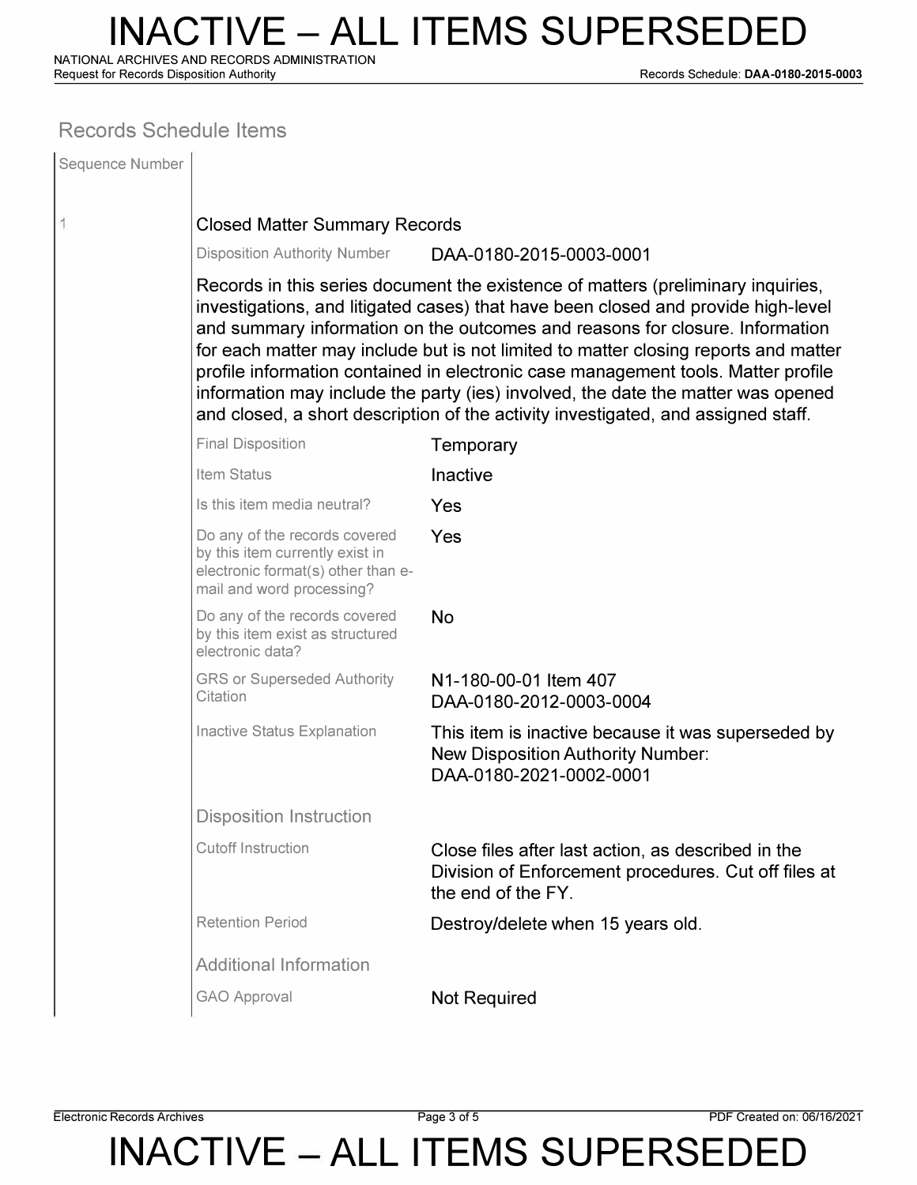## Records Schedule Items

| Sequence Number | |
|---|---|
| 1 | **Closed Matter Summary Records** |

**Disposition Authority Number:** DAA-0180-2015-0003-0001

Records in this series document the existence of matters (preliminary inquiries, investigations, and litigated cases) that have been closed and provide high-level and summary information on the outcomes and reasons for closure. Information for each matter may include but is not limited to matter closing reports and matter profile information contained in electronic case management tools. Matter profile information may include the party (ies) involved, the date the matter was opened and closed, a short description of the activity investigated, and assigned staff.

| | |
|---|---|
| Final Disposition | Temporary |
| Item Status | Inactive |
| Is this item media neutral? | Yes |
| Do any of the records covered by this item currently exist in electronic format(s) other than e-mail and word processing? | Yes |
| Do any of the records covered by this item exist as structured electronic data? | No |
| GRS or Superseded Authority Citation | N1-180-00-01 Item 407<br>DAA-0180-2012-0003-0004 |
| Inactive Status Explanation | This item is inactive because it was superseded by New Disposition Authority Number: DAA-0180-2021-0002-0001 |

### Disposition Instruction

| | |
|---|---|
| Cutoff Instruction | Close files after last action, as described in the Division of Enforcement procedures. Cut off files at the end of the FY. |
| Retention Period | Destroy/delete when 15 years old. |

### Additional Information

| | |
|---|---|
| GAO Approval | Not Required |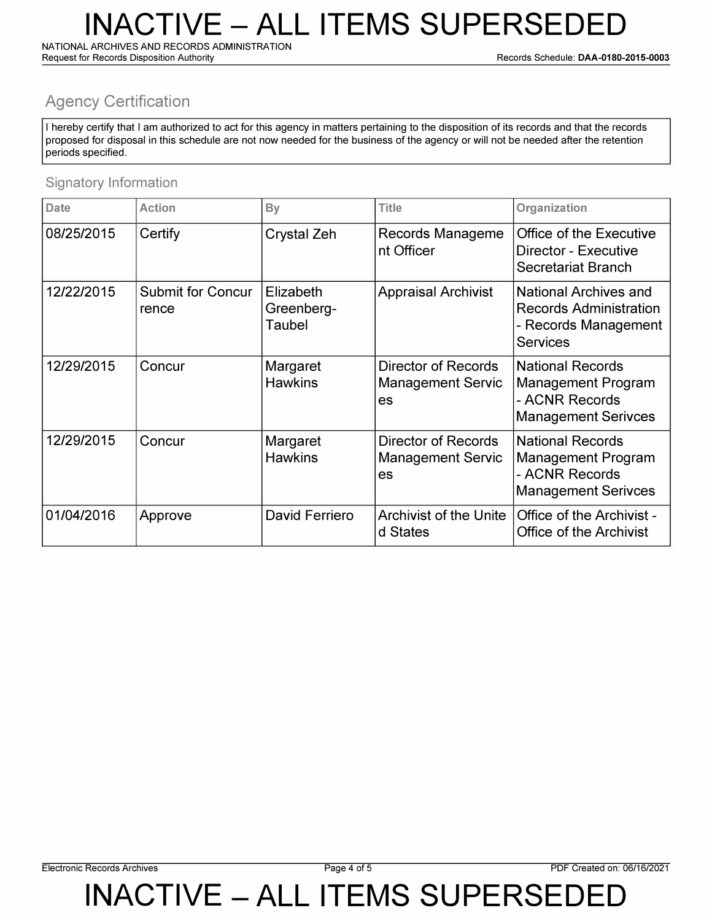## Agency Certification

I hereby certify that I am authorized to act for this agency in matters pertaining to the disposition of its records and that the records proposed for disposal in this schedule are not now needed for the business of the agency or will not be needed after the retention periods specified.

### Signatory Information

| Date | Action | By | Title | Organization |
|---|---|---|---|---|
| 08/25/2015 | Certify | Crystal Zeh | Records Management Officer | Office of the Executive Director - Executive Secretariat Branch |
| 12/22/2015 | Submit for Concurrence | Elizabeth Greenberg-Taubel | Appraisal Archivist | National Archives and Records Administration - Records Management Services |
| 12/29/2015 | Concur | Margaret Hawkins | Director of Records Management Services | National Records Management Program - ACNR Records Management Serivces |
| 12/29/2015 | Concur | Margaret Hawkins | Director of Records Management Services | National Records Management Program - ACNR Records Management Serivces |
| 01/04/2016 | Approve | David Ferriero | Archivist of the United States | Office of the Archivist - Office of the Archivist |